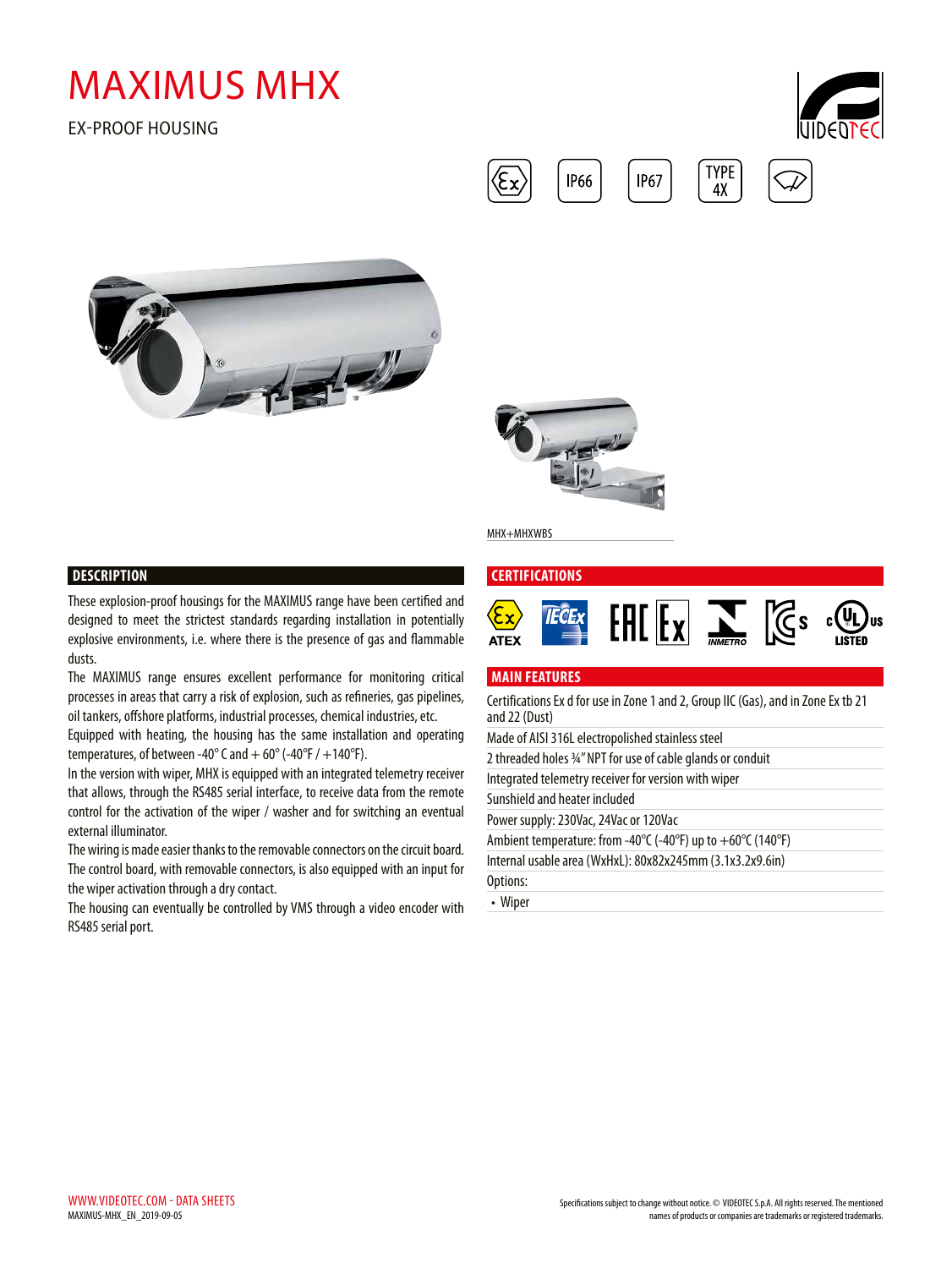# MAXIMUS MHX

EX-PROOF HOUSING

IP66 IP67 TYPE 4X

MHX+MHXWBS

## DESCRIPTION

These explosion-proof housings for the MAXIMUS range have been certified and designed to meet the strictest standards regarding installation in potentially explosive environments, i.e. where there is the presence of gas and flammable dusts.

The MAXIMUS range ensures excellent performance for monitoring critical processes in areas that carry a risk of explosion, such as refineries, gas pipelines, oil tankers, offshore platforms, industrial processes, chemical industries, etc.

Equipped with heating, the housing has the same installation and operating temperatures, of between -40° C and + 60° (-40°F / +140°F).

In the version with wiper, MHX is equipped with an integrated telemetry receiver that allows, through the RS485 serial interface, to receive data from the remote control for the activation of the wiper / washer and for switching an eventual external illuminator.

The wiring is made easier thanks to the removable connectors on the circuit board. The control board, with removable connectors, is also equipped with an input for the wiper activation through a dry contact.

The housing can eventually be controlled by VMS through a video encoder with RS485 serial port.

## CERTIFICATIONS

ATEX, IECEx, EAC Ex, INMETRO, KCs, c UL us LISTED

## MAIN FEATURES

- Certifications Ex d for use in Zone 1 and 2, Group IIC (Gas), and in Zone Ex tb 21 and 22 (Dust)
- Made of AISI 316L electropolished stainless steel
- 2 threaded holes ¾" NPT for use of cable glands or conduit
- Integrated telemetry receiver for version with wiper
- Sunshield and heater included
- Power supply: 230Vac, 24Vac or 120Vac
- Ambient temperature: from -40°C (-40°F) up to +60°C (140°F)
- Internal usable area (WxHxL): 80x82x245mm (3.1x3.2x9.6in)
- Options:
  - Wiper

WWW.VIDEOTEC.COM - DATA SHEETS
MAXIMUS-MHX_EN_2019-09-05

Specifications subject to change without notice. © VIDEOTEC S.p.A. All rights reserved. The mentioned names of products or companies are trademarks or registered trademarks.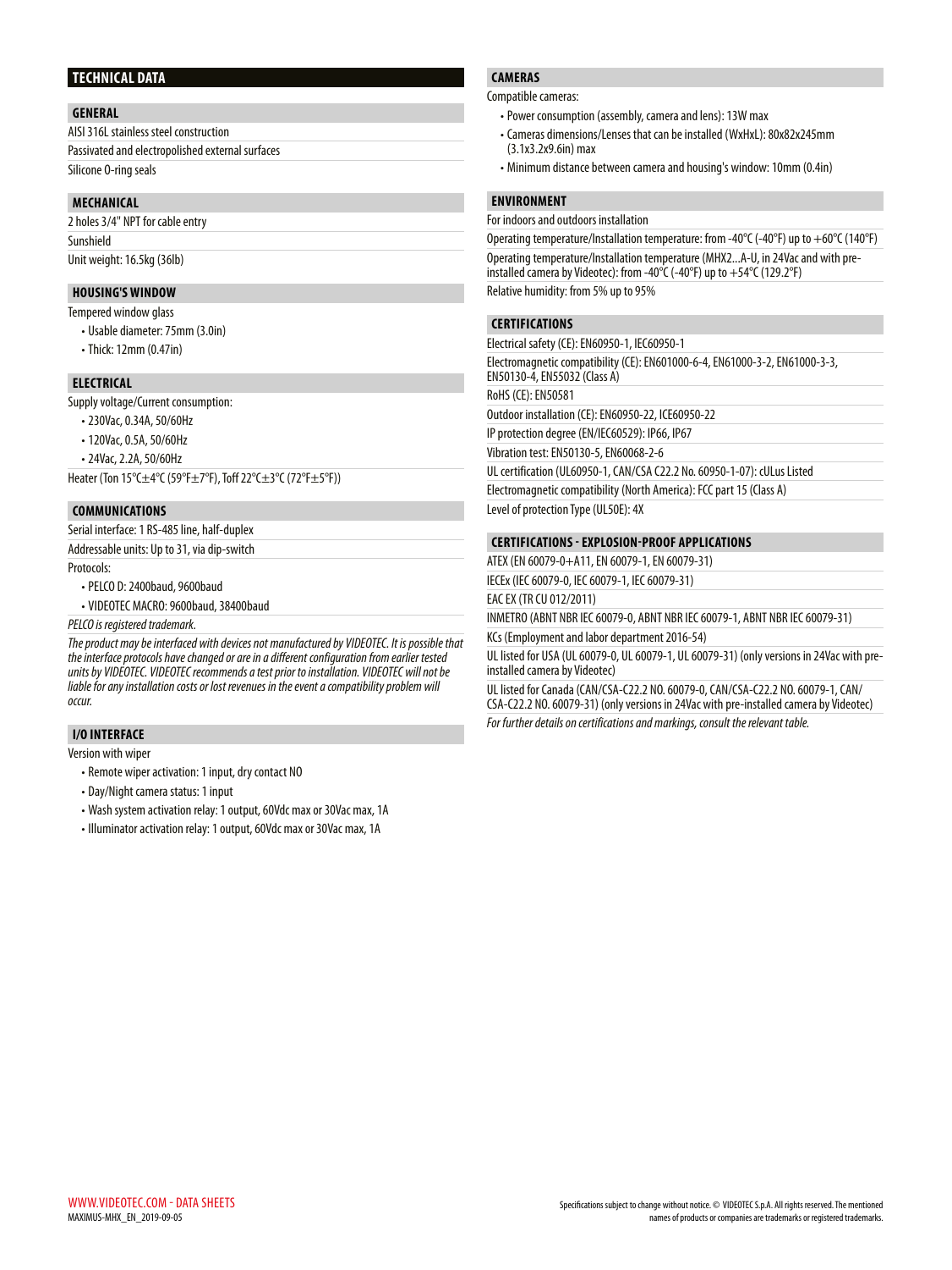## TECHNICAL DATA

### GENERAL

AISI 316L stainless steel construction

Passivated and electropolished external surfaces

Silicone O-ring seals

### MECHANICAL

2 holes 3/4" NPT for cable entry

Sunshield

Unit weight: 16.5kg (36lb)

### HOUSING'S WINDOW

Tempered window glass

- Usable diameter: 75mm (3.0in)
- Thick: 12mm (0.47in)

### ELECTRICAL

Supply voltage/Current consumption:

- 230Vac, 0.34A, 50/60Hz
- 120Vac, 0.5A, 50/60Hz
- 24Vac, 2.2A, 50/60Hz

Heater (Ton 15°C±4°C (59°F±7°F), Toff 22°C±3°C (72°F±5°F))

### COMMUNICATIONS

Serial interface: 1 RS-485 line, half-duplex

Addressable units: Up to 31, via dip-switch

Protocols:

- PELCO D: 2400baud, 9600baud
- VIDEOTEC MACRO: 9600baud, 38400baud

*PELCO is registered trademark.*

*The product may be interfaced with devices not manufactured by VIDEOTEC. It is possible that the interface protocols have changed or are in a different configuration from earlier tested units by VIDEOTEC. VIDEOTEC recommends a test prior to installation. VIDEOTEC will not be liable for any installation costs or lost revenues in the event a compatibility problem will occur.*

### I/O INTERFACE

Version with wiper

- Remote wiper activation: 1 input, dry contact NO
- Day/Night camera status: 1 input
- Wash system activation relay: 1 output, 60Vdc max or 30Vac max, 1A
- Illuminator activation relay: 1 output, 60Vdc max or 30Vac max, 1A

### CAMERAS

Compatible cameras:

- Power consumption (assembly, camera and lens): 13W max
- Cameras dimensions/Lenses that can be installed (WxHxL): 80x82x245mm (3.1x3.2x9.6in) max
- Minimum distance between camera and housing's window: 10mm (0.4in)

### ENVIRONMENT

For indoors and outdoors installation

Operating temperature/Installation temperature: from -40°C (-40°F) up to +60°C (140°F)

Operating temperature/Installation temperature (MHX2...A-U, in 24Vac and with pre-installed camera by Videotec): from -40°C (-40°F) up to +54°C (129.2°F)

Relative humidity: from 5% up to 95%

### CERTIFICATIONS

Electrical safety (CE): EN60950-1, IEC60950-1

Electromagnetic compatibility (CE): EN601000-6-4, EN61000-3-2, EN61000-3-3, EN50130-4, EN55032 (Class A)

RoHS (CE): EN50581

Outdoor installation (CE): EN60950-22, ICE60950-22

IP protection degree (EN/IEC60529): IP66, IP67

Vibration test: EN50130-5, EN60068-2-6

UL certification (UL60950-1, CAN/CSA C22.2 No. 60950-1-07): cULus Listed

Electromagnetic compatibility (North America): FCC part 15 (Class A)

Level of protection Type (UL50E): 4X

### CERTIFICATIONS - EXPLOSION-PROOF APPLICATIONS

ATEX (EN 60079-0+A11, EN 60079-1, EN 60079-31)

IECEx (IEC 60079-0, IEC 60079-1, IEC 60079-31)

EAC EX (TR CU 012/2011)

INMETRO (ABNT NBR IEC 60079-0, ABNT NBR IEC 60079-1, ABNT NBR IEC 60079-31)

KCs (Employment and labor department 2016-54)

UL listed for USA (UL 60079-0, UL 60079-1, UL 60079-31) (only versions in 24Vac with pre-installed camera by Videotec)

UL listed for Canada (CAN/CSA-C22.2 NO. 60079-0, CAN/CSA-C22.2 NO. 60079-1, CAN/CSA-C22.2 NO. 60079-31) (only versions in 24Vac with pre-installed camera by Videotec)

*For further details on certifications and markings, consult the relevant table.*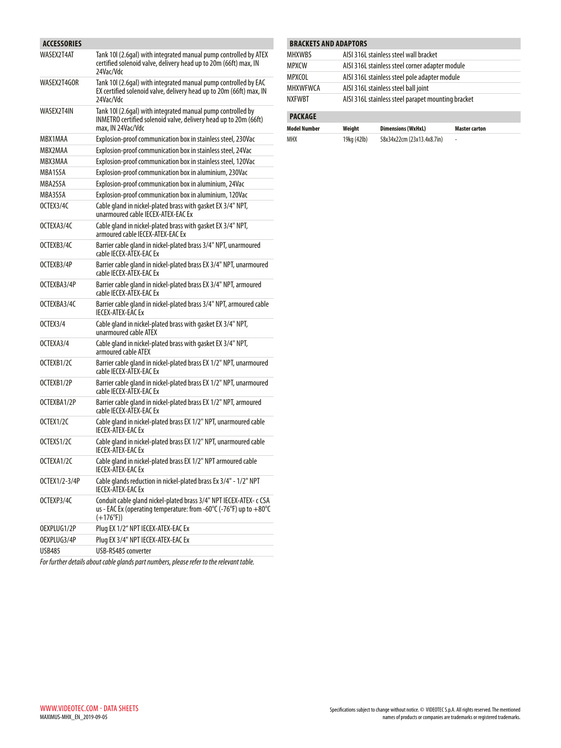## ACCESSORIES

| | |
|---|---|
| WASEX2T4AT | Tank 10l (2.6gal) with integrated manual pump controlled by ATEX certified solenoid valve, delivery head up to 20m (66ft) max, IN 24Vac/Vdc |
| WASEX2T4GOR | Tank 10l (2.6gal) with integrated manual pump controlled by EAC EX certified solenoid valve, delivery head up to 20m (66ft) max, IN 24Vac/Vdc |
| WASEX2T4IN | Tank 10l (2.6gal) with integrated manual pump controlled by INMETRO certified solenoid valve, delivery head up to 20m (66ft) max, IN 24Vac/Vdc |
| MBX1MAA | Explosion-proof communication box in stainless steel, 230Vac |
| MBX2MAA | Explosion-proof communication box in stainless steel, 24Vac |
| MBX3MAA | Explosion-proof communication box in stainless steel, 120Vac |
| MBA1S5A | Explosion-proof communication box in aluminium, 230Vac |
| MBA2S5A | Explosion-proof communication box in aluminium, 24Vac |
| MBA3S5A | Explosion-proof communication box in aluminium, 120Vac |
| OCTEX3/4C | Cable gland in nickel-plated brass with gasket EX 3/4" NPT, unarmoured cable IECEX-ATEX-EAC Ex |
| OCTEXA3/4C | Cable gland in nickel-plated brass with gasket EX 3/4" NPT, armoured cable IECEX-ATEX-EAC Ex |
| OCTEXB3/4C | Barrier cable gland in nickel-plated brass 3/4" NPT, unarmoured cable IECEX-ATEX-EAC Ex |
| OCTEXB3/4P | Barrier cable gland in nickel-plated brass EX 3/4" NPT, unarmoured cable IECEX-ATEX-EAC Ex |
| OCTEXBA3/4P | Barrier cable gland in nickel-plated brass EX 3/4" NPT, armoured cable IECEX-ATEX-EAC Ex |
| OCTEXBA3/4C | Barrier cable gland in nickel-plated brass 3/4" NPT, armoured cable IECEX-ATEX-EAC Ex |
| OCTEX3/4 | Cable gland in nickel-plated brass with gasket EX 3/4" NPT, unarmoured cable ATEX |
| OCTEXA3/4 | Cable gland in nickel-plated brass with gasket EX 3/4" NPT, armoured cable ATEX |
| OCTEXB1/2C | Barrier cable gland in nickel-plated brass EX 1/2" NPT, unarmoured cable IECEX-ATEX-EAC Ex |
| OCTEXB1/2P | Barrier cable gland in nickel-plated brass EX 1/2" NPT, unarmoured cable IECEX-ATEX-EAC Ex |
| OCTEXBA1/2P | Barrier cable gland in nickel-plated brass EX 1/2" NPT, armoured cable IECEX-ATEX-EAC Ex |
| OCTEX1/2C | Cable gland in nickel-plated brass EX 1/2" NPT, unarmoured cable IECEX-ATEX-EAC Ex |
| OCTEXS1/2C | Cable gland in nickel-plated brass EX 1/2" NPT, unarmoured cable IECEX-ATEX-EAC Ex |
| OCTEXA1/2C | Cable gland in nickel-plated brass EX 1/2" NPT armoured cable IECEX-ATEX-EAC Ex |
| OCTEX1/2-3/4P | Cable glands reduction in nickel-plated brass Ex 3/4" - 1/2" NPT IECEX-ATEX-EAC Ex |
| OCTEXP3/4C | Conduit cable gland nickel-plated brass 3/4" NPT IECEX-ATEX- c CSA us - EAC Ex (operating temperature: from -60°C (-76°F) up to +80°C (+176°F)) |
| OEXPLUG1/2P | Plug EX 1/2" NPT IECEX-ATEX-EAC Ex |
| OEXPLUG3/4P | Plug EX 3/4" NPT IECEX-ATEX-EAC Ex |
| USB485 | USB-RS485 converter |

*For further details about cable glands part numbers, please refer to the relevant table.*

## BRACKETS AND ADAPTORS

| | |
|---|---|
| MHXWBS | AISI 316L stainless steel wall bracket |
| MPXCW | AISI 316L stainless steel corner adapter module |
| MPXCOL | AISI 316L stainless steel pole adapter module |
| MHXWFWCA | AISI 316L stainless steel ball joint |
| NXFWBT | AISI 316L stainless steel parapet mounting bracket |

## PACKAGE

| Model Number | Weight | Dimensions (WxHxL) | Master carton |
|---|---|---|---|
| MHX | 19kg (42lb) | 58x34x22cm (23x13.4x8.7in) | - |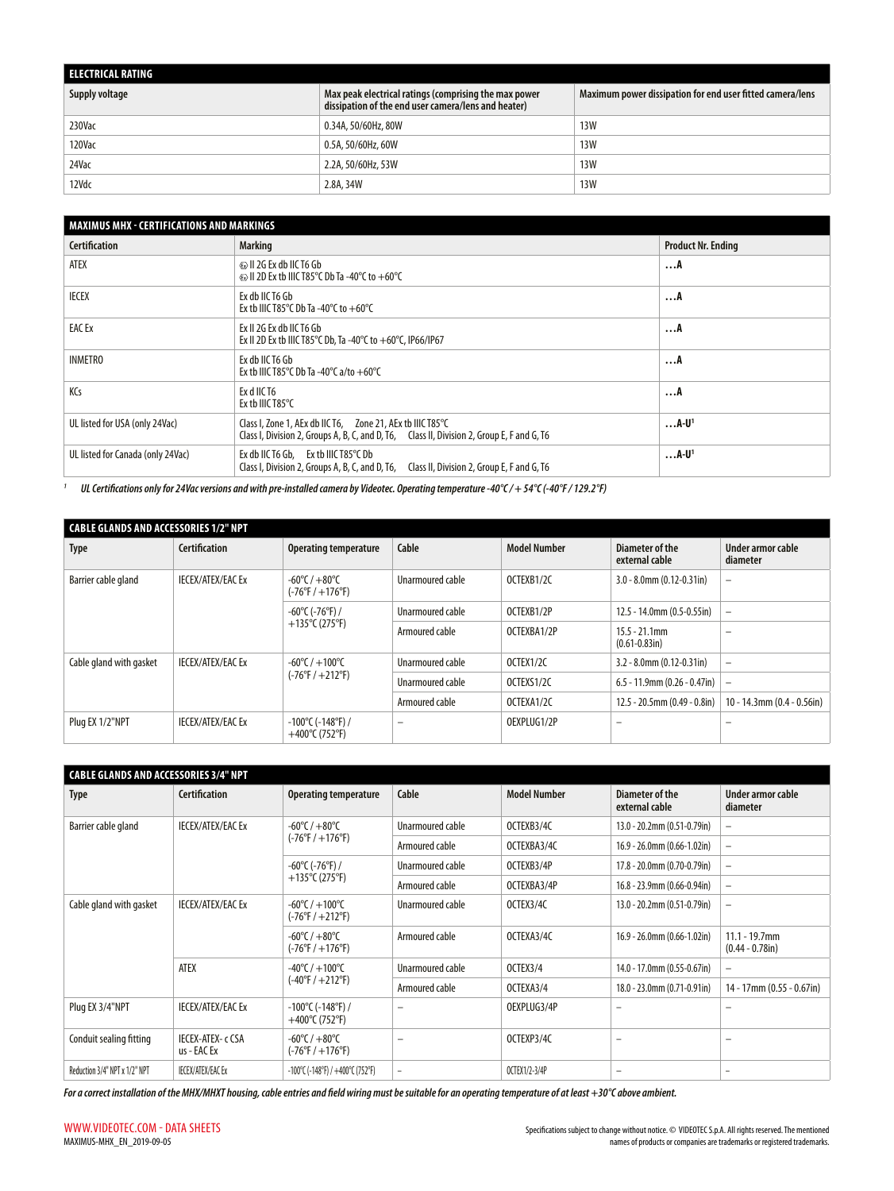| ELECTRICAL RATING | | |
|---|---|---|
| **Supply voltage** | **Max peak electrical ratings (comprising the max power dissipation of the end user camera/lens and heater)** | **Maximum power dissipation for end user fitted camera/lens** |
| 230Vac | 0.34A, 50/60Hz, 80W | 13W |
| 120Vac | 0.5A, 50/60Hz, 60W | 13W |
| 24Vac | 2.2A, 50/60Hz, 53W | 13W |
| 12Vdc | 2.8A, 34W | 13W |

| MAXIMUS MHX - CERTIFICATIONS AND MARKINGS | | |
|---|---|---|
| **Certification** | **Marking** | **Product Nr. Ending** |
| ATEX | Ex II 2G Ex db IIC T6 Gb<br>Ex II 2D Ex tb IIIC T85°C Db Ta -40°C to +60°C | **…A** |
| IECEX | Ex db IIC T6 Gb<br>Ex tb IIIC T85°C Db Ta -40°C to +60°C | **…A** |
| EAC Ex | Ex II 2G Ex db IIC T6 Gb<br>Ex II 2D Ex tb IIIC T85°C Db, Ta -40°C to +60°C, IP66/IP67 | **…A** |
| INMETRO | Ex db IIC T6 Gb<br>Ex tb IIIC T85°C Db Ta -40°C a/to +60°C | **…A** |
| KCs | Ex d IIC T6<br>Ex tb IIIC T85°C | **…A** |
| UL listed for USA (only 24Vac) | Class I, Zone 1, AEx db IIC T6, Zone 21, AEx tb IIIC T85°C<br>Class I, Division 2, Groups A, B, C, and D, T6, Class II, Division 2, Group E, F and G, T6 | **…A-U[1]** |
| UL listed for Canada (only 24Vac) | Ex db IIC T6 Gb, Ex tb IIIC T85°C Db<br>Class I, Division 2, Groups A, B, C, and D, T6, Class II, Division 2, Group E, F and G, T6 | **…A-U[1]** |

[1] *UL Certifications only for 24Vac versions and with pre-installed camera by Videotec. Operating temperature -40°C / + 54°C (-40°F / 129.2°F)*

| CABLE GLANDS AND ACCESSORIES 1/2" NPT | | | | | | |
|---|---|---|---|---|---|---|
| **Type** | **Certification** | **Operating temperature** | **Cable** | **Model Number** | **Diameter of the external cable** | **Under armor cable diameter** |
| Barrier cable gland | IECEX/ATEX/EAC Ex | -60°C / +80°C (-76°F / +176°F) | Unarmoured cable | OCTEXB1/2C | 3.0 - 8.0mm (0.12-0.31in) | – |
| | | -60°C (-76°F) / +135°C (275°F) | Unarmoured cable | OCTEXB1/2P | 12.5 - 14.0mm (0.5-0.55in) | – |
| | | | Armoured cable | OCTEXBA1/2P | 15.5 - 21.1mm (0.61-0.83in) | – |
| Cable gland with gasket | IECEX/ATEX/EAC Ex | -60°C / +100°C (-76°F / +212°F) | Unarmoured cable | OCTEX1/2C | 3.2 - 8.0mm (0.12-0.31in) | – |
| | | | Unarmoured cable | OCTEXS1/2C | 6.5 - 11.9mm (0.26 - 0.47in) | – |
| | | | Armoured cable | OCTEXA1/2C | 12.5 - 20.5mm (0.49 - 0.8in) | 10 - 14.3mm (0.4 - 0.56in) |
| Plug EX 1/2"NPT | IECEX/ATEX/EAC Ex | -100°C (-148°F) / +400°C (752°F) | – | OEXPLUG1/2P | – | – |

| CABLE GLANDS AND ACCESSORIES 3/4" NPT | | | | | | |
|---|---|---|---|---|---|---|
| **Type** | **Certification** | **Operating temperature** | **Cable** | **Model Number** | **Diameter of the external cable** | **Under armor cable diameter** |
| Barrier cable gland | IECEX/ATEX/EAC Ex | -60°C / +80°C (-76°F / +176°F) | Unarmoured cable | OCTEXB3/4C | 13.0 - 20.2mm (0.51-0.79in) | – |
| | | | Armoured cable | OCTEXBA3/4C | 16.9 - 26.0mm (0.66-1.02in) | – |
| | | -60°C (-76°F) / +135°C (275°F) | Unarmoured cable | OCTEXB3/4P | 17.8 - 20.0mm (0.70-0.79in) | – |
| | | | Armoured cable | OCTEXBA3/4P | 16.8 - 23.9mm (0.66-0.94in) | – |
| Cable gland with gasket | IECEX/ATEX/EAC Ex | -60°C / +100°C (-76°F / +212°F) | Unarmoured cable | OCTEX3/4C | 13.0 - 20.2mm (0.51-0.79in) | – |
| | | -60°C / +80°C (-76°F / +176°F) | Armoured cable | OCTEXA3/4C | 16.9 - 26.0mm (0.66-1.02in) | 11.1 - 19.7mm (0.44 - 0.78in) |
| | ATEX | -40°C / +100°C (-40°F / +212°F) | Unarmoured cable | OCTEX3/4 | 14.0 - 17.0mm (0.55-0.67in) | – |
| | | | Armoured cable | OCTEXA3/4 | 18.0 - 23.0mm (0.71-0.91in) | 14 - 17mm (0.55 - 0.67in) |
| Plug EX 3/4"NPT | IECEX/ATEX/EAC Ex | -100°C (-148°F) / +400°C (752°F) | – | OEXPLUG3/4P | – | – |
| Conduit sealing fitting | IECEX-ATEX- c CSA us - EAC Ex | -60°C / +80°C (-76°F / +176°F) | – | OCTEXP3/4C | – | – |
| Reduction 3/4" NPT x 1/2" NPT | IECEX/ATEX/EAC Ex | -100°C (-148°F) / +400°C (752°F) | – | OCTEX1/2-3/4P | – | – |

***For a correct installation of the MHX/MHXT housing, cable entries and field wiring must be suitable for an operating temperature of at least +30°C above ambient.***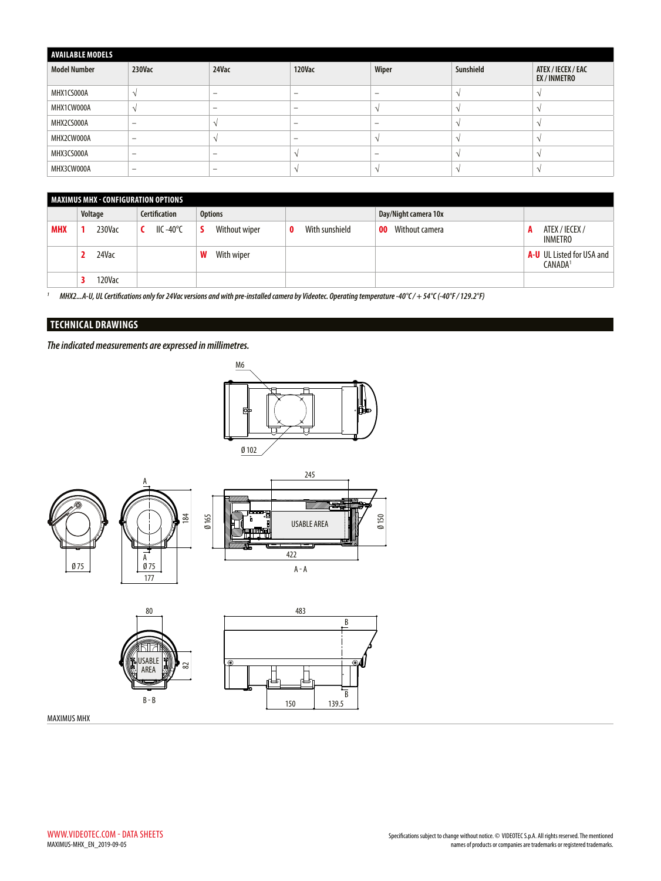## AVAILABLE MODELS

| Model Number | 230Vac | 24Vac | 120Vac | Wiper | Sunshield | ATEX / IECEX / EAC EX / INMETRO |
|---|---|---|---|---|---|---|
| MHX1CS000A | √ | – | – | – | √ | √ |
| MHX1CW000A | √ | – | – | √ | √ | √ |
| MHX2CS000A | – | √ | – | – | √ | √ |
| MHX2CW000A | – | √ | – | √ | √ | √ |
| MHX3CS000A | – | – | √ | – | √ | √ |
| MHX3CW000A | – | – | √ | √ | √ | √ |

## MAXIMUS MHX - CONFIGURATION OPTIONS

| | Voltage | Certification | Options | | Day/Night camera 10x | |
|---|---|---|---|---|---|---|
| **MHX** | **1** 230Vac | **C** IIC -40°C | **S** Without wiper | **0** With sunshield | **00** Without camera | **A** ATEX / IECEX / INMETRO |
| | **2** 24Vac | | **W** With wiper | | | **A-U** UL Listed for USA and CANADA[1] |
| | **3** 120Vac | | | | | |

[1] *MHX2...A-U, UL Certifications only for 24Vac versions and with pre-installed camera by Videotec. Operating temperature -40°C / + 54°C (-40°F / 129.2°F)*

## TECHNICAL DRAWINGS

*The indicated measurements are expressed in millimetres.*

M6
Ø 102
A
184
A
Ø 75
Ø 75
177
245
Ø 165
USABLE AREA
Ø 150
422
A - A
80
USABLE AREA
82
B - B
483
B
B
150
139.5

MAXIMUS MHX